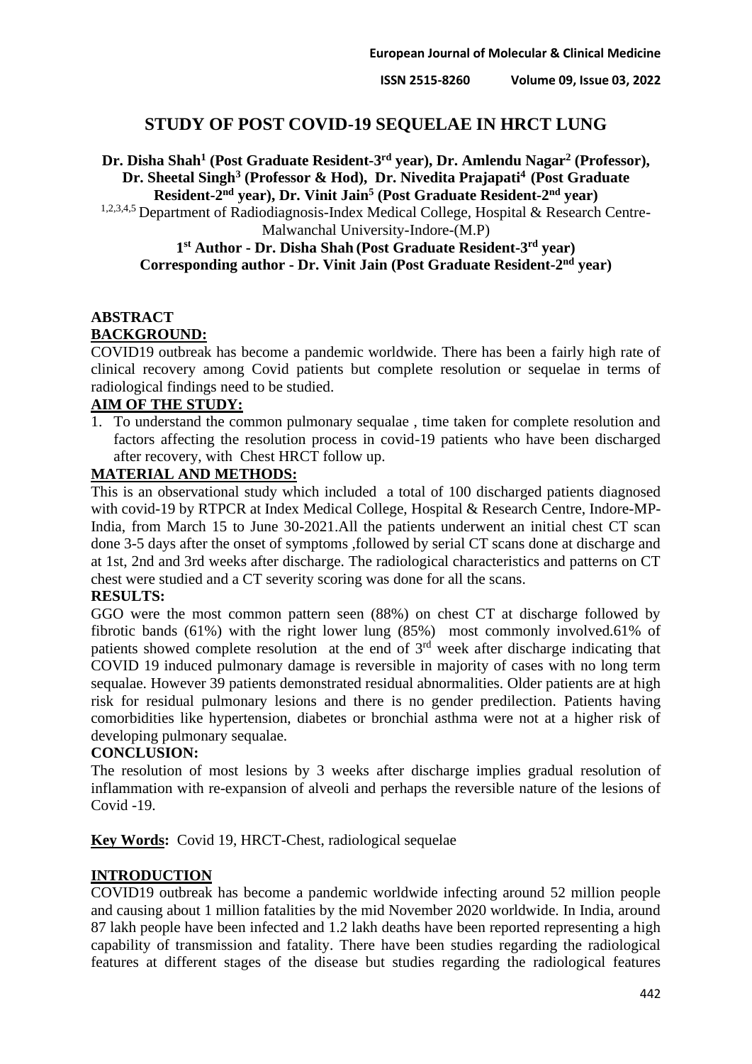# STUDY OF POST COVID-19 SEQUELAE IN HRCT LUNG

**Dr. Disha Shah[1] (Post Graduate Resident-3rd year), Dr. Amlendu Nagar[2] (Professor), Dr. Sheetal Singh[3] (Professor & Hod), Dr. Nivedita Prajapati[4] (Post Graduate Resident-2nd year), Dr. Vinit Jain[5] (Post Graduate Resident-2nd year)**

[1,2,3,4,5] Department of Radiodiagnosis-Index Medical College, Hospital & Research Centre-Malwanchal University-Indore-(M.P)

**1st Author - Dr. Disha Shah (Post Graduate Resident-3rd year)**

**Corresponding author - Dr. Vinit Jain (Post Graduate Resident-2nd year)**

## ABSTRACT

### BACKGROUND:

COVID19 outbreak has become a pandemic worldwide. There has been a fairly high rate of clinical recovery among Covid patients but complete resolution or sequelae in terms of radiological findings need to be studied.

### AIM OF THE STUDY:

1. To understand the common pulmonary sequalae , time taken for complete resolution and factors affecting the resolution process in covid-19 patients who have been discharged after recovery, with Chest HRCT follow up.

### MATERIAL AND METHODS:

This is an observational study which included a total of 100 discharged patients diagnosed with covid-19 by RTPCR at Index Medical College, Hospital & Research Centre, Indore-MP-India, from March 15 to June 30-2021.All the patients underwent an initial chest CT scan done 3-5 days after the onset of symptoms ,followed by serial CT scans done at discharge and at 1st, 2nd and 3rd weeks after discharge. The radiological characteristics and patterns on CT chest were studied and a CT severity scoring was done for all the scans.

### RESULTS:

GGO were the most common pattern seen (88%) on chest CT at discharge followed by fibrotic bands (61%) with the right lower lung (85%) most commonly involved.61% of patients showed complete resolution at the end of 3rd week after discharge indicating that COVID 19 induced pulmonary damage is reversible in majority of cases with no long term sequalae. However 39 patients demonstrated residual abnormalities. Older patients are at high risk for residual pulmonary lesions and there is no gender predilection. Patients having comorbidities like hypertension, diabetes or bronchial asthma were not at a higher risk of developing pulmonary sequalae.

### CONCLUSION:

The resolution of most lesions by 3 weeks after discharge implies gradual resolution of inflammation with re-expansion of alveoli and perhaps the reversible nature of the lesions of Covid -19.

**Key Words:** Covid 19, HRCT-Chest, radiological sequelae

## INTRODUCTION

COVID19 outbreak has become a pandemic worldwide infecting around 52 million people and causing about 1 million fatalities by the mid November 2020 worldwide. In India, around 87 lakh people have been infected and 1.2 lakh deaths have been reported representing a high capability of transmission and fatality. There have been studies regarding the radiological features at different stages of the disease but studies regarding the radiological features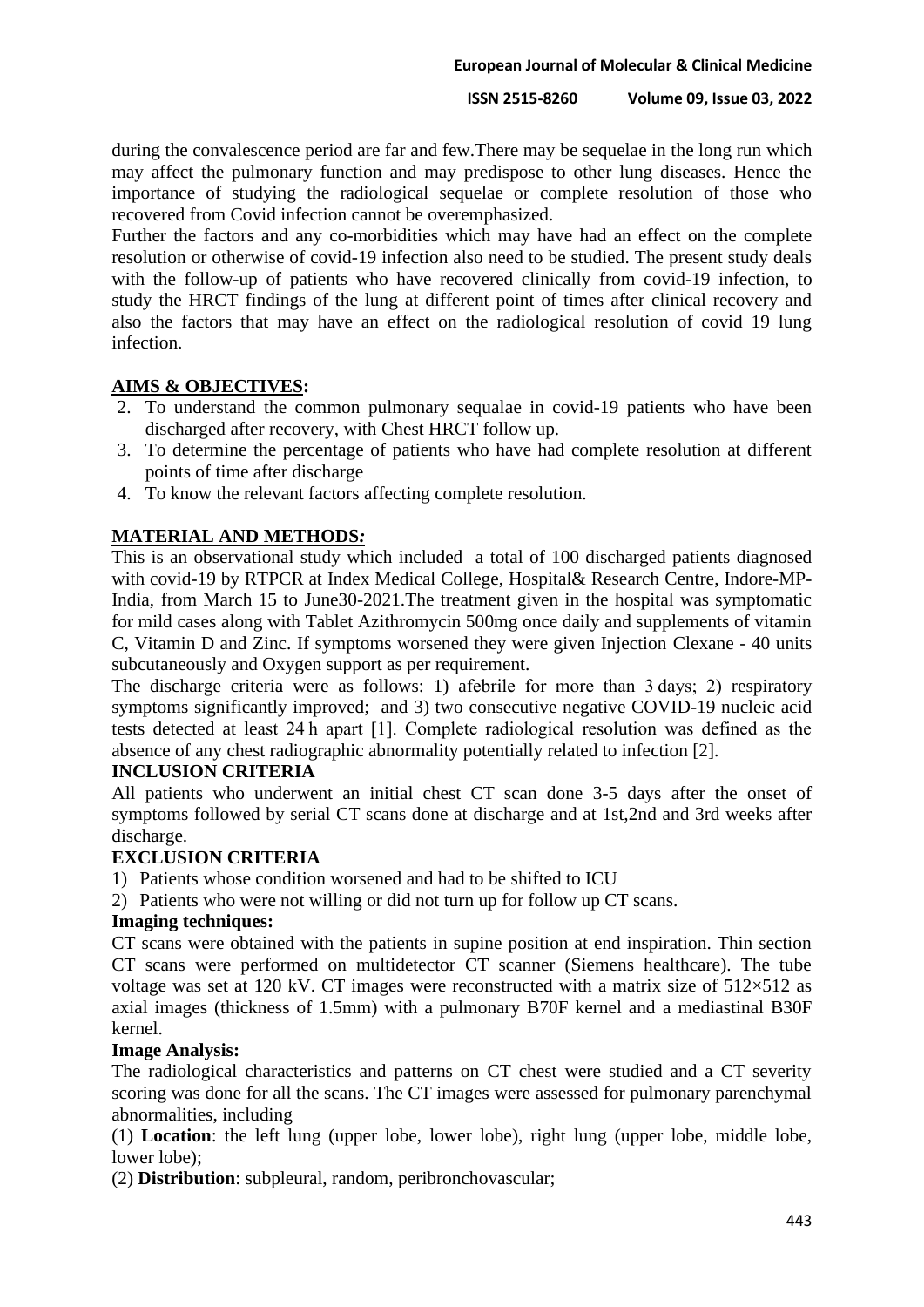during the convalescence period are far and few.There may be sequelae in the long run which may affect the pulmonary function and may predispose to other lung diseases. Hence the importance of studying the radiological sequelae or complete resolution of those who recovered from Covid infection cannot be overemphasized.

Further the factors and any co-morbidities which may have had an effect on the complete resolution or otherwise of covid-19 infection also need to be studied. The present study deals with the follow-up of patients who have recovered clinically from covid-19 infection, to study the HRCT findings of the lung at different point of times after clinical recovery and also the factors that may have an effect on the radiological resolution of covid 19 lung infection.

## AIMS & OBJECTIVES:

2. To understand the common pulmonary sequalae in covid-19 patients who have been discharged after recovery, with Chest HRCT follow up.
3. To determine the percentage of patients who have had complete resolution at different points of time after discharge
4. To know the relevant factors affecting complete resolution.

## MATERIAL AND METHODS:

This is an observational study which included a total of 100 discharged patients diagnosed with covid-19 by RTPCR at Index Medical College, Hospital& Research Centre, Indore-MP-India, from March 15 to June30-2021.The treatment given in the hospital was symptomatic for mild cases along with Tablet Azithromycin 500mg once daily and supplements of vitamin C, Vitamin D and Zinc. If symptoms worsened they were given Injection Clexane - 40 units subcutaneously and Oxygen support as per requirement.

The discharge criteria were as follows: 1) afebrile for more than 3 days; 2) respiratory symptoms significantly improved; and 3) two consecutive negative COVID-19 nucleic acid tests detected at least 24 h apart [1]. Complete radiological resolution was defined as the absence of any chest radiographic abnormality potentially related to infection [2].

### INCLUSION CRITERIA

All patients who underwent an initial chest CT scan done 3-5 days after the onset of symptoms followed by serial CT scans done at discharge and at 1st,2nd and 3rd weeks after discharge.

### EXCLUSION CRITERIA

1) Patients whose condition worsened and had to be shifted to ICU
2) Patients who were not willing or did not turn up for follow up CT scans.

### Imaging techniques:

CT scans were obtained with the patients in supine position at end inspiration. Thin section CT scans were performed on multidetector CT scanner (Siemens healthcare). The tube voltage was set at 120 kV. CT images were reconstructed with a matrix size of 512×512 as axial images (thickness of 1.5mm) with a pulmonary B70F kernel and a mediastinal B30F kernel.

### Image Analysis:

The radiological characteristics and patterns on CT chest were studied and a CT severity scoring was done for all the scans. The CT images were assessed for pulmonary parenchymal abnormalities, including

(1) **Location**: the left lung (upper lobe, lower lobe), right lung (upper lobe, middle lobe, lower lobe);

(2) **Distribution**: subpleural, random, peribronchovascular;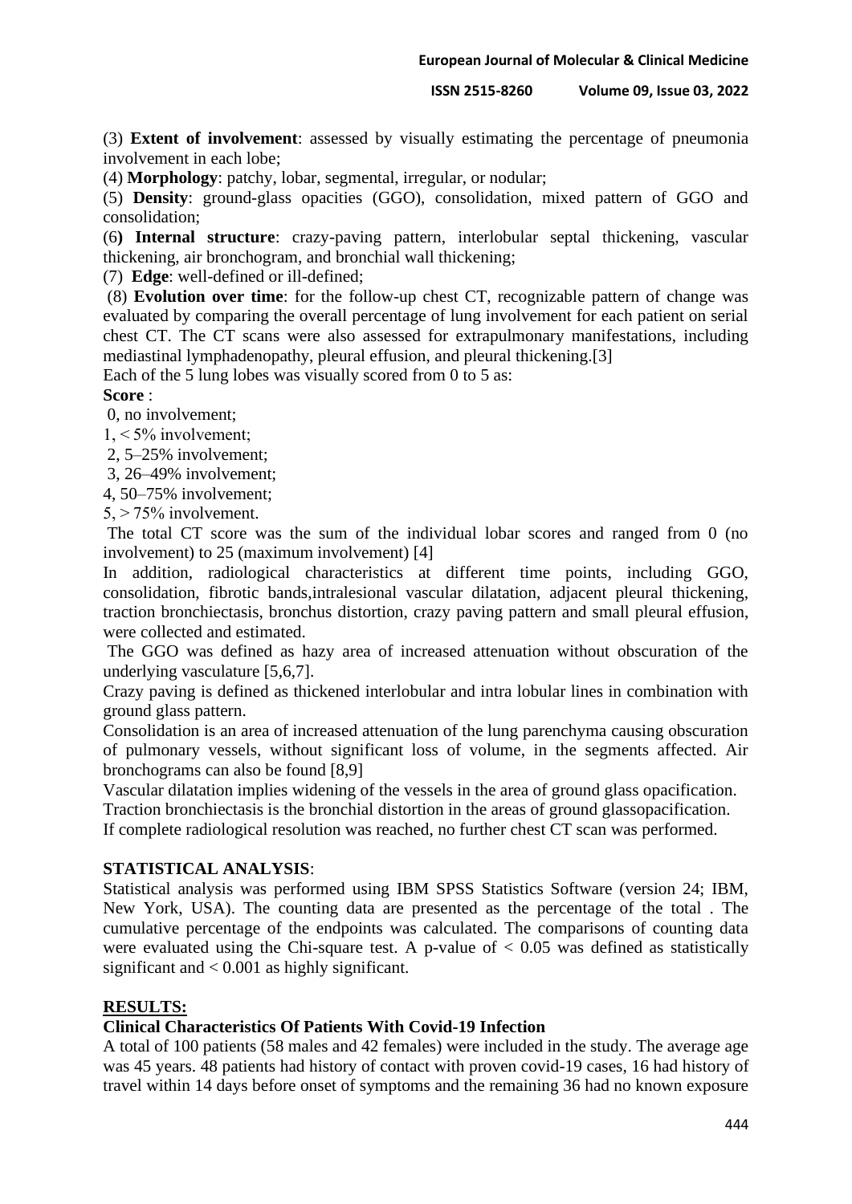(3) **Extent of involvement**: assessed by visually estimating the percentage of pneumonia involvement in each lobe;

(4) **Morphology**: patchy, lobar, segmental, irregular, or nodular;

(5) **Density**: ground-glass opacities (GGO), consolidation, mixed pattern of GGO and consolidation;

(6**) Internal structure**: crazy-paving pattern, interlobular septal thickening, vascular thickening, air bronchogram, and bronchial wall thickening;

(7) **Edge**: well-defined or ill-defined;

(8) **Evolution over time**: for the follow-up chest CT, recognizable pattern of change was evaluated by comparing the overall percentage of lung involvement for each patient on serial chest CT. The CT scans were also assessed for extrapulmonary manifestations, including mediastinal lymphadenopathy, pleural effusion, and pleural thickening.[3]

Each of the 5 lung lobes was visually scored from 0 to 5 as:

**Score** :

0, no involvement;

1, < 5% involvement;

2, 5–25% involvement;

3, 26–49% involvement;

4, 50–75% involvement;

5, > 75% involvement.

The total CT score was the sum of the individual lobar scores and ranged from 0 (no involvement) to 25 (maximum involvement) [4]

In addition, radiological characteristics at different time points, including GGO, consolidation, fibrotic bands,intralesional vascular dilatation, adjacent pleural thickening, traction bronchiectasis, bronchus distortion, crazy paving pattern and small pleural effusion, were collected and estimated.

The GGO was defined as hazy area of increased attenuation without obscuration of the underlying vasculature [5,6,7].

Crazy paving is defined as thickened interlobular and intra lobular lines in combination with ground glass pattern.

Consolidation is an area of increased attenuation of the lung parenchyma causing obscuration of pulmonary vessels, without significant loss of volume, in the segments affected. Air bronchograms can also be found [8,9]

Vascular dilatation implies widening of the vessels in the area of ground glass opacification.

Traction bronchiectasis is the bronchial distortion in the areas of ground glassopacification.

If complete radiological resolution was reached, no further chest CT scan was performed.

**STATISTICAL ANALYSIS**:

Statistical analysis was performed using IBM SPSS Statistics Software (version 24; IBM, New York, USA). The counting data are presented as the percentage of the total . The cumulative percentage of the endpoints was calculated. The comparisons of counting data were evaluated using the Chi-square test. A p-value of $< 0.05$ was defined as statistically significant and $< 0.001$ as highly significant.

## RESULTS:

### Clinical Characteristics Of Patients With Covid-19 Infection

A total of 100 patients (58 males and 42 females) were included in the study. The average age was 45 years. 48 patients had history of contact with proven covid-19 cases, 16 had history of travel within 14 days before onset of symptoms and the remaining 36 had no known exposure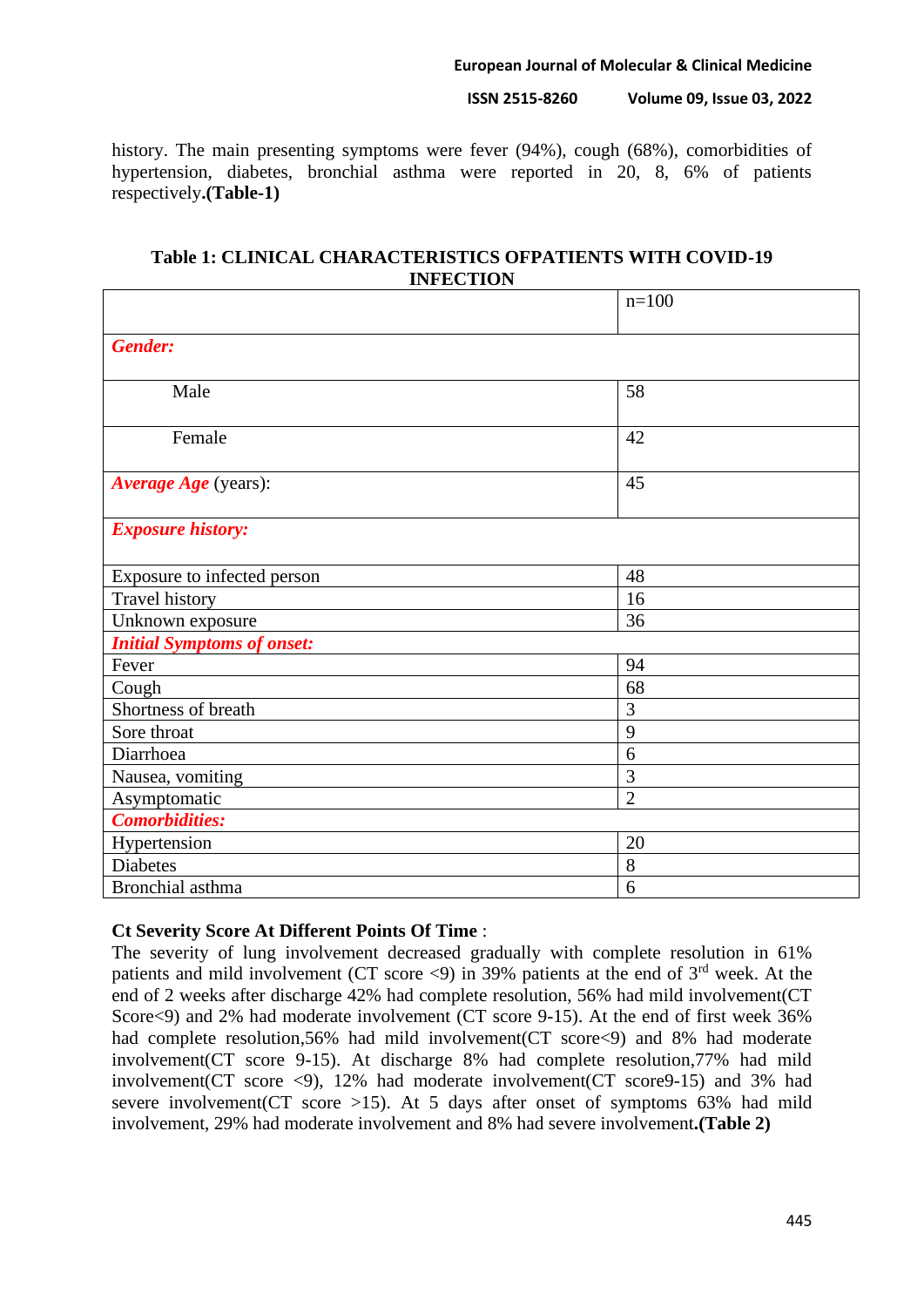history. The main presenting symptoms were fever (94%), cough (68%), comorbidities of hypertension, diabetes, bronchial asthma were reported in 20, 8, 6% of patients respectively.**(Table-1)**

**Table 1: CLINICAL CHARACTERISTICS OFPATIENTS WITH COVID-19 INFECTION**

| | n=100 |
|---|---|
| ***Gender:*** | |
| Male | 58 |
| Female | 42 |
| ***Average Age*** (years): | 45 |
| ***Exposure history:*** | |
| Exposure to infected person | 48 |
| Travel history | 16 |
| Unknown exposure | 36 |
| ***Initial Symptoms of onset:*** | |
| Fever | 94 |
| Cough | 68 |
| Shortness of breath | 3 |
| Sore throat | 9 |
| Diarrhoea | 6 |
| Nausea, vomiting | 3 |
| Asymptomatic | 2 |
| ***Comorbidities:*** | |
| Hypertension | 20 |
| Diabetes | 8 |
| Bronchial asthma | 6 |

**Ct Severity Score At Different Points Of Time** :

The severity of lung involvement decreased gradually with complete resolution in 61% patients and mild involvement (CT score <9) in 39% patients at the end of 3rd week. At the end of 2 weeks after discharge 42% had complete resolution, 56% had mild involvement(CT Score<9) and 2% had moderate involvement (CT score 9-15). At the end of first week 36% had complete resolution,56% had mild involvement(CT score<9) and 8% had moderate involvement(CT score 9-15). At discharge 8% had complete resolution,77% had mild involvement(CT score <9), 12% had moderate involvement(CT score9-15) and 3% had severe involvement(CT score >15). At 5 days after onset of symptoms 63% had mild involvement, 29% had moderate involvement and 8% had severe involvement.**(Table 2)**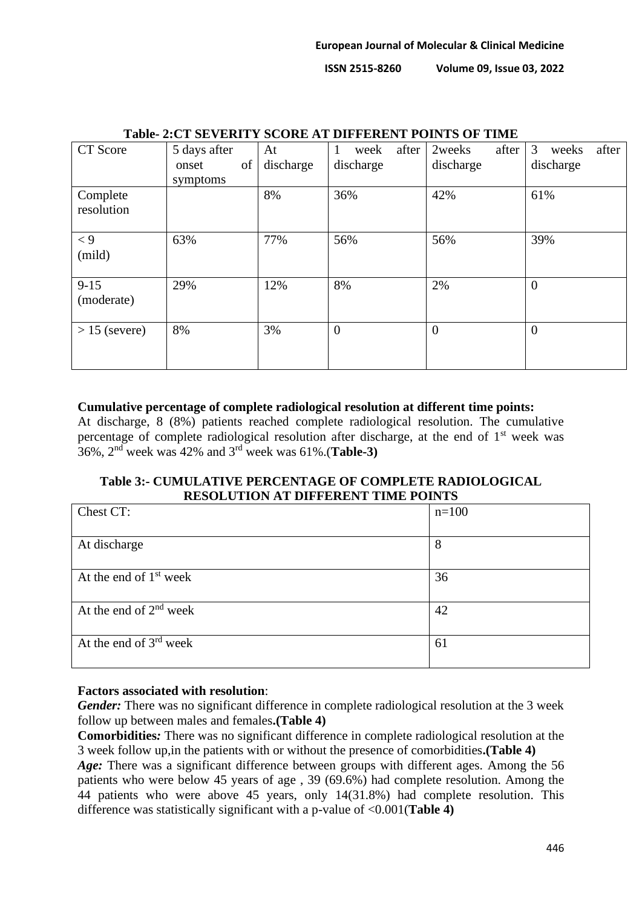**Table- 2:CT SEVERITY SCORE AT DIFFERENT POINTS OF TIME**

| CT Score | 5 days after onset of symptoms | At discharge | 1 week after discharge | 2weeks after discharge | 3 weeks after discharge |
|---|---|---|---|---|---|
| Complete resolution | | 8% | 36% | 42% | 61% |
| < 9 (mild) | 63% | 77% | 56% | 56% | 39% |
| 9-15 (moderate) | 29% | 12% | 8% | 2% | 0 |
| > 15 (severe) | 8% | 3% | 0 | 0 | 0 |

**Cumulative percentage of complete radiological resolution at different time points:**

At discharge, 8 (8%) patients reached complete radiological resolution. The cumulative percentage of complete radiological resolution after discharge, at the end of 1st week was 36%, 2nd week was 42% and 3rd week was 61%.(**Table-3)**

**Table 3:- CUMULATIVE PERCENTAGE OF COMPLETE RADIOLOGICAL RESOLUTION AT DIFFERENT TIME POINTS**

| Chest CT: | n=100 |
|---|---|
| At discharge | 8 |
| At the end of 1st week | 36 |
| At the end of 2nd week | 42 |
| At the end of 3rd week | 61 |

**Factors associated with resolution**:

***Gender:*** There was no significant difference in complete radiological resolution at the 3 week follow up between males and females**.(Table 4)**

**Comorbidities***:* There was no significant difference in complete radiological resolution at the 3 week follow up,in the patients with or without the presence of comorbidities**.(Table 4)**

***Age:*** There was a significant difference between groups with different ages. Among the 56 patients who were below 45 years of age , 39 (69.6%) had complete resolution. Among the 44 patients who were above 45 years, only 14(31.8%) had complete resolution. This difference was statistically significant with a p-value of <0.001(**Table 4)**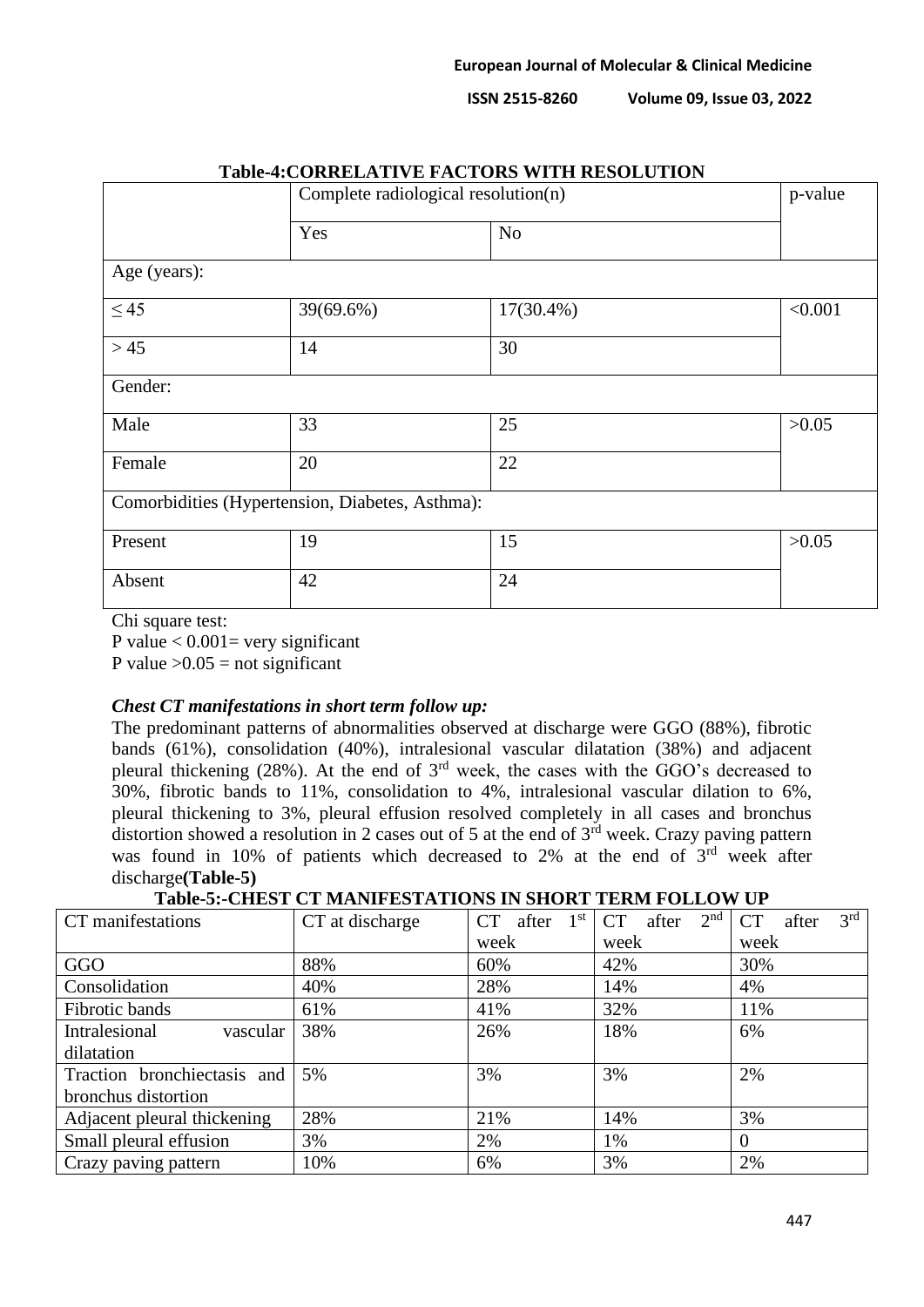**Table-4:CORRELATIVE FACTORS WITH RESOLUTION**

| | Complete radiological resolution(n) | | p-value |
|---|---|---|---|
| | Yes | No | |
| Age (years): | | | |
| ≤ 45 | 39(69.6%) | 17(30.4%) | <0.001 |
| > 45 | 14 | 30 | |
| Gender: | | | |
| Male | 33 | 25 | >0.05 |
| Female | 20 | 22 | |
| Comorbidities (Hypertension, Diabetes, Asthma): | | | |
| Present | 19 | 15 | >0.05 |
| Absent | 42 | 24 | |

Chi square test:
P value < 0.001= very significant
P value >0.05 = not significant

***Chest CT manifestations in short term follow up:***

The predominant patterns of abnormalities observed at discharge were GGO (88%), fibrotic bands (61%), consolidation (40%), intralesional vascular dilatation (38%) and adjacent pleural thickening (28%). At the end of 3rd week, the cases with the GGO's decreased to 30%, fibrotic bands to 11%, consolidation to 4%, intralesional vascular dilation to 6%, pleural thickening to 3%, pleural effusion resolved completely in all cases and bronchus distortion showed a resolution in 2 cases out of 5 at the end of 3rd week. Crazy paving pattern was found in 10% of patients which decreased to 2% at the end of 3rd week after discharge**(Table-5)**

**Table-5:-CHEST CT MANIFESTATIONS IN SHORT TERM FOLLOW UP**

| CT manifestations | CT at discharge | CT after 1st week | CT after 2nd week | CT after 3rd week |
|---|---|---|---|---|
| GGO | 88% | 60% | 42% | 30% |
| Consolidation | 40% | 28% | 14% | 4% |
| Fibrotic bands | 61% | 41% | 32% | 11% |
| Intralesional vascular dilatation | 38% | 26% | 18% | 6% |
| Traction bronchiectasis and bronchus distortion | 5% | 3% | 3% | 2% |
| Adjacent pleural thickening | 28% | 21% | 14% | 3% |
| Small pleural effusion | 3% | 2% | 1% | 0 |
| Crazy paving pattern | 10% | 6% | 3% | 2% |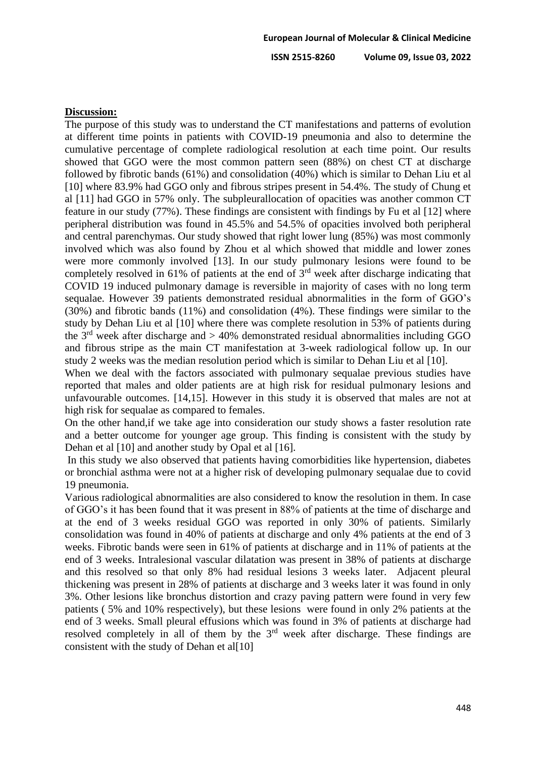**Discussion:**

The purpose of this study was to understand the CT manifestations and patterns of evolution at different time points in patients with COVID-19 pneumonia and also to determine the cumulative percentage of complete radiological resolution at each time point. Our results showed that GGO were the most common pattern seen (88%) on chest CT at discharge followed by fibrotic bands (61%) and consolidation (40%) which is similar to Dehan Liu et al [10] where 83.9% had GGO only and fibrous stripes present in 54.4%. The study of Chung et al [11] had GGO in 57% only. The subpleurallocation of opacities was another common CT feature in our study (77%). These findings are consistent with findings by Fu et al [12] where peripheral distribution was found in 45.5% and 54.5% of opacities involved both peripheral and central parenchymas. Our study showed that right lower lung (85%) was most commonly involved which was also found by Zhou et al which showed that middle and lower zones were more commonly involved [13]. In our study pulmonary lesions were found to be completely resolved in 61% of patients at the end of 3rd week after discharge indicating that COVID 19 induced pulmonary damage is reversible in majority of cases with no long term sequalae. However 39 patients demonstrated residual abnormalities in the form of GGO's (30%) and fibrotic bands (11%) and consolidation (4%). These findings were similar to the study by Dehan Liu et al [10] where there was complete resolution in 53% of patients during the 3rd week after discharge and > 40% demonstrated residual abnormalities including GGO and fibrous stripe as the main CT manifestation at 3-week radiological follow up. In our study 2 weeks was the median resolution period which is similar to Dehan Liu et al [10].

When we deal with the factors associated with pulmonary sequalae previous studies have reported that males and older patients are at high risk for residual pulmonary lesions and unfavourable outcomes. [14,15]. However in this study it is observed that males are not at high risk for sequalae as compared to females.

On the other hand,if we take age into consideration our study shows a faster resolution rate and a better outcome for younger age group. This finding is consistent with the study by Dehan et al [10] and another study by Opal et al [16].

In this study we also observed that patients having comorbidities like hypertension, diabetes or bronchial asthma were not at a higher risk of developing pulmonary sequalae due to covid 19 pneumonia.

Various radiological abnormalities are also considered to know the resolution in them. In case of GGO's it has been found that it was present in 88% of patients at the time of discharge and at the end of 3 weeks residual GGO was reported in only 30% of patients. Similarly consolidation was found in 40% of patients at discharge and only 4% patients at the end of 3 weeks. Fibrotic bands were seen in 61% of patients at discharge and in 11% of patients at the end of 3 weeks. Intralesional vascular dilatation was present in 38% of patients at discharge and this resolved so that only 8% had residual lesions 3 weeks later. Adjacent pleural thickening was present in 28% of patients at discharge and 3 weeks later it was found in only 3%. Other lesions like bronchus distortion and crazy paving pattern were found in very few patients ( 5% and 10% respectively), but these lesions were found in only 2% patients at the end of 3 weeks. Small pleural effusions which was found in 3% of patients at discharge had resolved completely in all of them by the 3rd week after discharge. These findings are consistent with the study of Dehan et al[10]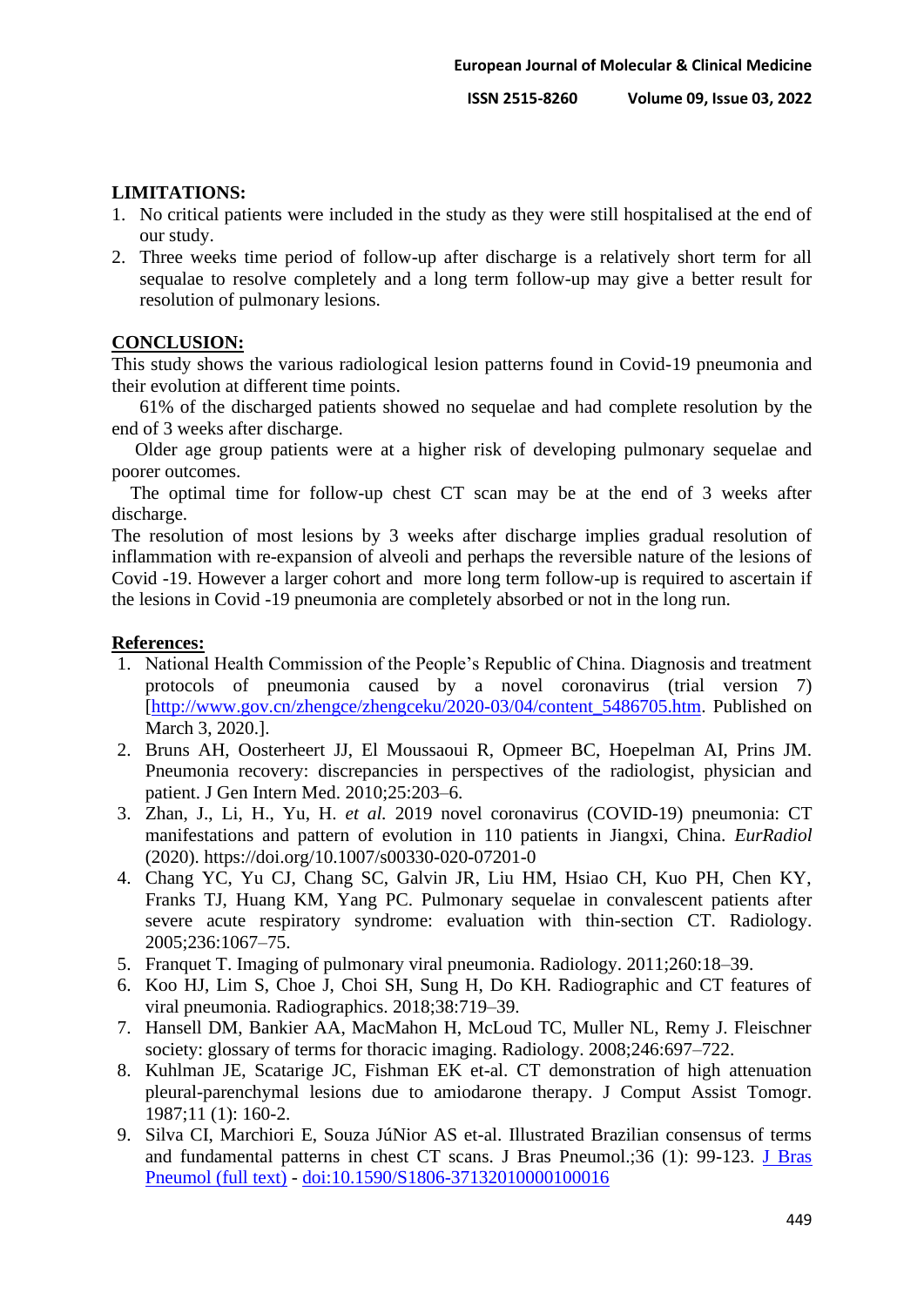## LIMITATIONS:

1. No critical patients were included in the study as they were still hospitalised at the end of our study.
2. Three weeks time period of follow-up after discharge is a relatively short term for all sequalae to resolve completely and a long term follow-up may give a better result for resolution of pulmonary lesions.

## CONCLUSION:

This study shows the various radiological lesion patterns found in Covid-19 pneumonia and their evolution at different time points.

61% of the discharged patients showed no sequelae and had complete resolution by the end of 3 weeks after discharge.

Older age group patients were at a higher risk of developing pulmonary sequelae and poorer outcomes.

The optimal time for follow-up chest CT scan may be at the end of 3 weeks after discharge.

The resolution of most lesions by 3 weeks after discharge implies gradual resolution of inflammation with re-expansion of alveoli and perhaps the reversible nature of the lesions of Covid -19. However a larger cohort and more long term follow-up is required to ascertain if the lesions in Covid -19 pneumonia are completely absorbed or not in the long run.

## References:

1. National Health Commission of the People's Republic of China. Diagnosis and treatment protocols of pneumonia caused by a novel coronavirus (trial version 7) [http://www.gov.cn/zhengce/zhengceku/2020-03/04/content_5486705.htm. Published on March 3, 2020.].
2. Bruns AH, Oosterheert JJ, El Moussaoui R, Opmeer BC, Hoepelman AI, Prins JM. Pneumonia recovery: discrepancies in perspectives of the radiologist, physician and patient. J Gen Intern Med. 2010;25:203–6.
3. Zhan, J., Li, H., Yu, H. *et al.* 2019 novel coronavirus (COVID-19) pneumonia: CT manifestations and pattern of evolution in 110 patients in Jiangxi, China. *EurRadiol* (2020). https://doi.org/10.1007/s00330-020-07201-0
4. Chang YC, Yu CJ, Chang SC, Galvin JR, Liu HM, Hsiao CH, Kuo PH, Chen KY, Franks TJ, Huang KM, Yang PC. Pulmonary sequelae in convalescent patients after severe acute respiratory syndrome: evaluation with thin-section CT. Radiology. 2005;236:1067–75.
5. Franquet T. Imaging of pulmonary viral pneumonia. Radiology. 2011;260:18–39.
6. Koo HJ, Lim S, Choe J, Choi SH, Sung H, Do KH. Radiographic and CT features of viral pneumonia. Radiographics. 2018;38:719–39.
7. Hansell DM, Bankier AA, MacMahon H, McLoud TC, Muller NL, Remy J. Fleischner society: glossary of terms for thoracic imaging. Radiology. 2008;246:697–722.
8. Kuhlman JE, Scatarige JC, Fishman EK et-al. CT demonstration of high attenuation pleural-parenchymal lesions due to amiodarone therapy. J Comput Assist Tomogr. 1987;11 (1): 160-2.
9. Silva CI, Marchiori E, Souza JúNior AS et-al. Illustrated Brazilian consensus of terms and fundamental patterns in chest CT scans. J Bras Pneumol.;36 (1): 99-123. J Bras Pneumol (full text) - doi:10.1590/S1806-37132010000100016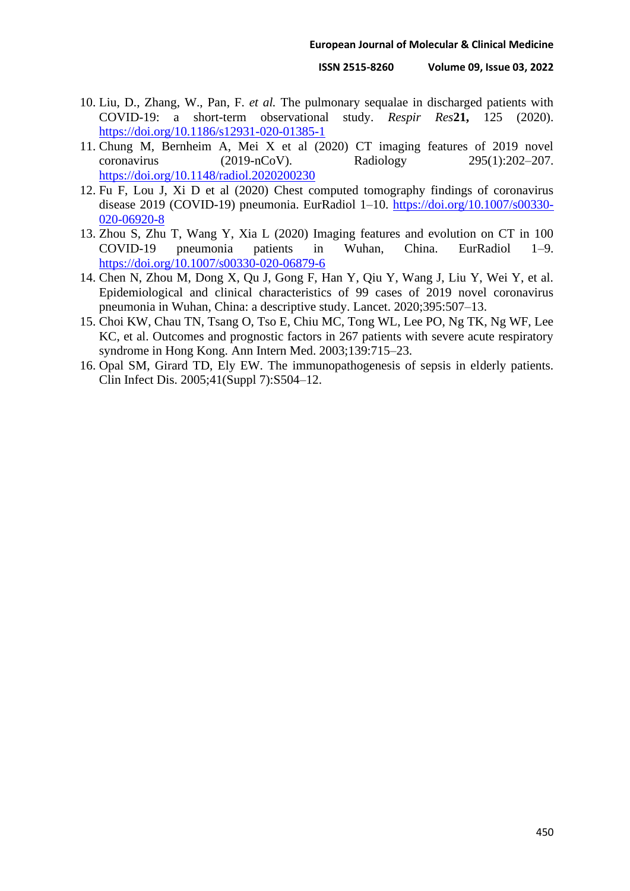10. Liu, D., Zhang, W., Pan, F. *et al.* The pulmonary sequalae in discharged patients with COVID-19: a short-term observational study. *Respir Res***21,** 125 (2020). https://doi.org/10.1186/s12931-020-01385-1
11. Chung M, Bernheim A, Mei X et al (2020) CT imaging features of 2019 novel coronavirus (2019-nCoV). Radiology 295(1):202–207. https://doi.org/10.1148/radiol.2020200230
12. Fu F, Lou J, Xi D et al (2020) Chest computed tomography findings of coronavirus disease 2019 (COVID-19) pneumonia. EurRadiol 1–10. https://doi.org/10.1007/s00330-020-06920-8
13. Zhou S, Zhu T, Wang Y, Xia L (2020) Imaging features and evolution on CT in 100 COVID-19 pneumonia patients in Wuhan, China. EurRadiol 1–9. https://doi.org/10.1007/s00330-020-06879-6
14. Chen N, Zhou M, Dong X, Qu J, Gong F, Han Y, Qiu Y, Wang J, Liu Y, Wei Y, et al. Epidemiological and clinical characteristics of 99 cases of 2019 novel coronavirus pneumonia in Wuhan, China: a descriptive study. Lancet. 2020;395:507–13.
15. Choi KW, Chau TN, Tsang O, Tso E, Chiu MC, Tong WL, Lee PO, Ng TK, Ng WF, Lee KC, et al. Outcomes and prognostic factors in 267 patients with severe acute respiratory syndrome in Hong Kong. Ann Intern Med. 2003;139:715–23.
16. Opal SM, Girard TD, Ely EW. The immunopathogenesis of sepsis in elderly patients. Clin Infect Dis. 2005;41(Suppl 7):S504–12.